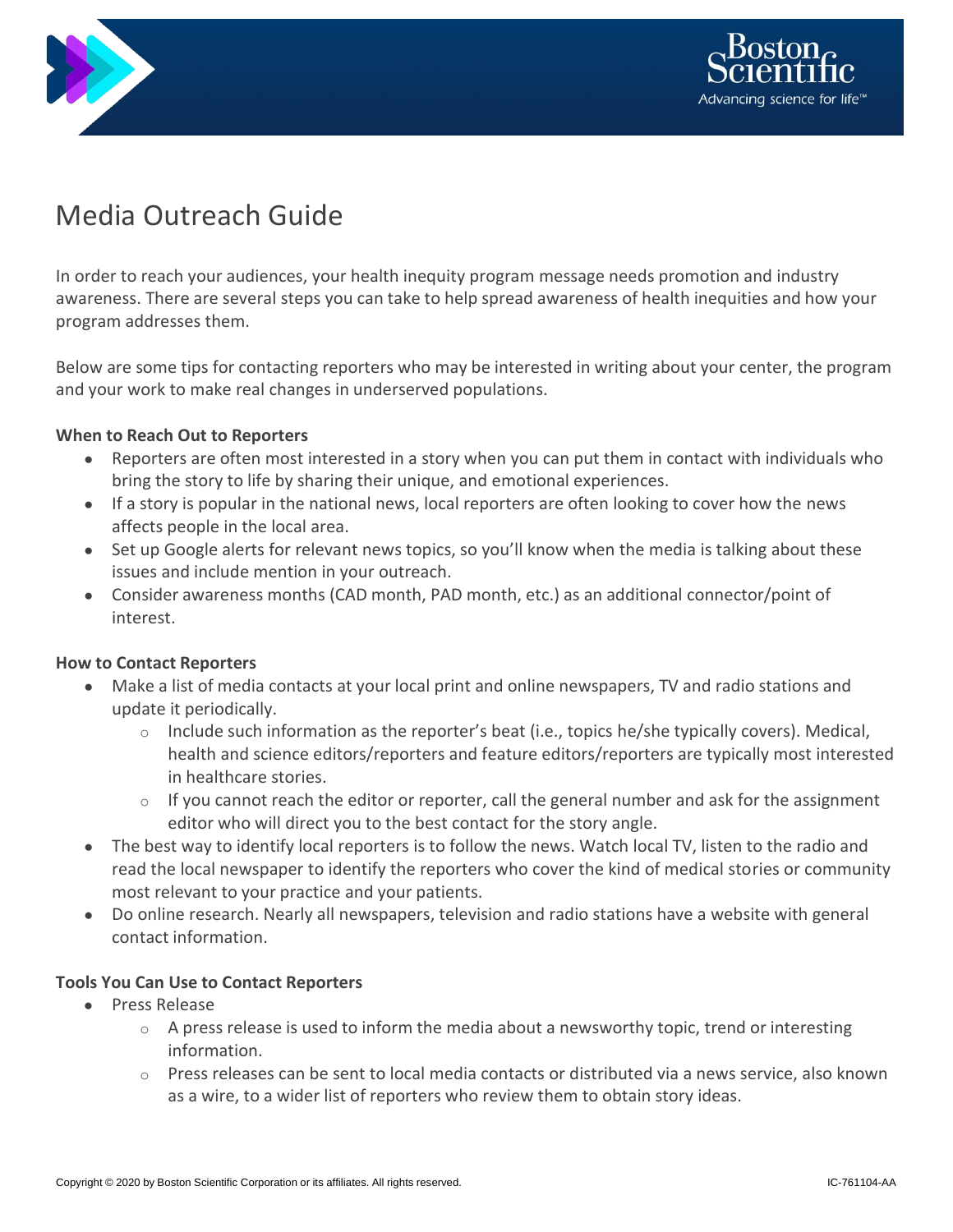# Media Outreach Guide

In order to reach your audiences, your health inequity program message needs promotion and industry awareness. There are several steps you can take to help spread awareness of health inequities and how your program addresses them.

Below are some tips for contacting reporters who may be interested in writing about your center, the program and your work to make real changes in underserved populations.

**When to Reach Out to Reporters**

- Reporters are often most interested in a story when you can put them in contact with individuals who bring the story to life by sharing their unique, and emotional experiences.
- If a story is popular in the national news, local reporters are often looking to cover how the news affects people in the local area.
- Set up Google alerts for relevant news topics, so you'll know when the media is talking about these issues and include mention in your outreach.
- Consider awareness months (CAD month, PAD month, etc.) as an additional connector/point of interest.

**How to Contact Reporters**

- Make a list of media contacts at your local print and online newspapers, TV and radio stations and update it periodically.
  - Include such information as the reporter's beat (i.e., topics he/she typically covers). Medical, health and science editors/reporters and feature editors/reporters are typically most interested in healthcare stories.
  - If you cannot reach the editor or reporter, call the general number and ask for the assignment editor who will direct you to the best contact for the story angle.
- The best way to identify local reporters is to follow the news. Watch local TV, listen to the radio and read the local newspaper to identify the reporters who cover the kind of medical stories or community most relevant to your practice and your patients.
- Do online research. Nearly all newspapers, television and radio stations have a website with general contact information.

**Tools You Can Use to Contact Reporters**

- Press Release
  - A press release is used to inform the media about a newsworthy topic, trend or interesting information.
  - Press releases can be sent to local media contacts or distributed via a news service, also known as a wire, to a wider list of reporters who review them to obtain story ideas.

Copyright © 2020 by Boston Scientific Corporation or its affiliates. All rights reserved. IC-761104-AA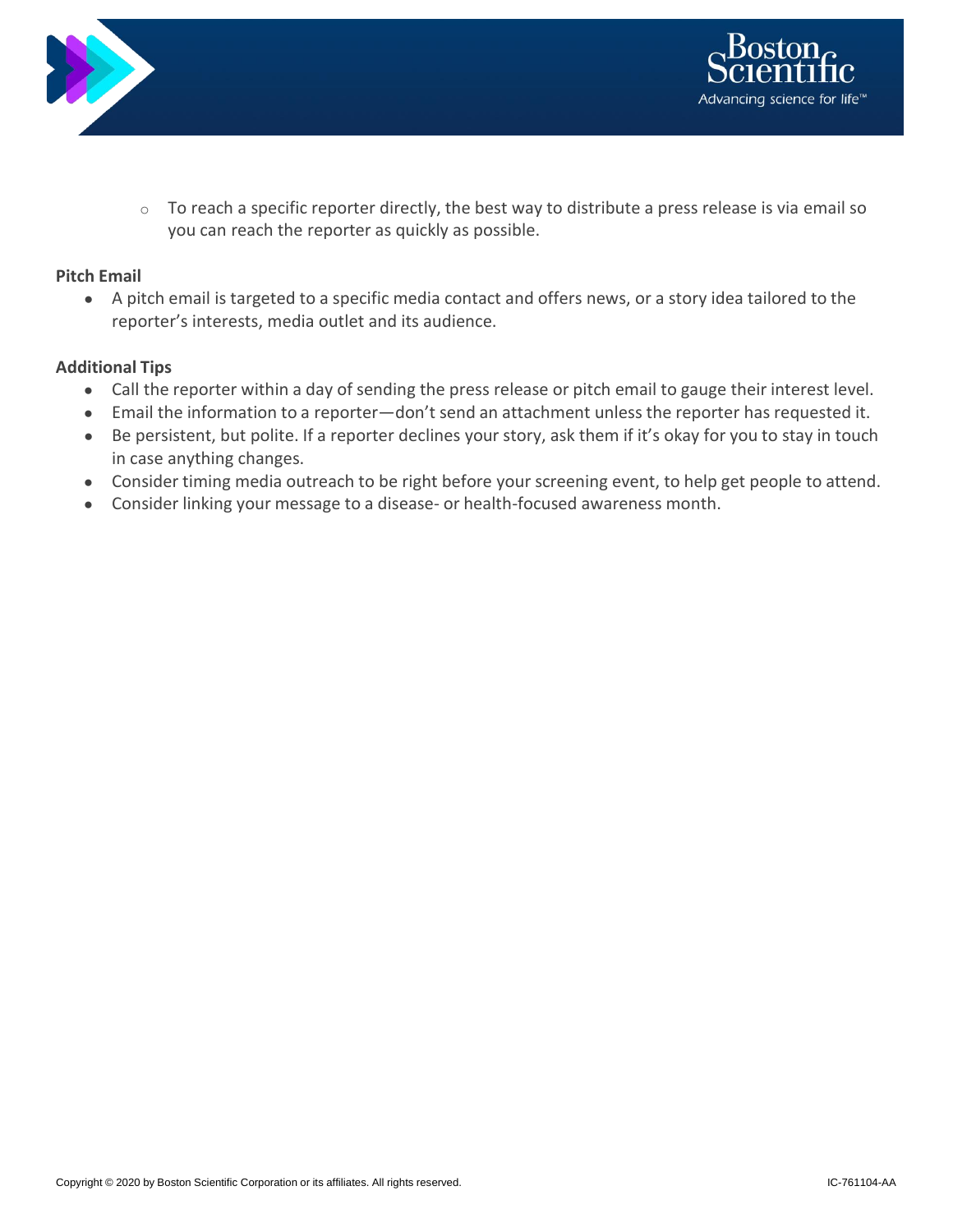- To reach a specific reporter directly, the best way to distribute a press release is via email so you can reach the reporter as quickly as possible.

**Pitch Email**

- A pitch email is targeted to a specific media contact and offers news, or a story idea tailored to the reporter's interests, media outlet and its audience.

**Additional Tips**

- Call the reporter within a day of sending the press release or pitch email to gauge their interest level.
- Email the information to a reporter—don't send an attachment unless the reporter has requested it.
- Be persistent, but polite. If a reporter declines your story, ask them if it's okay for you to stay in touch in case anything changes.
- Consider timing media outreach to be right before your screening event, to help get people to attend.
- Consider linking your message to a disease- or health-focused awareness month.

Copyright © 2020 by Boston Scientific Corporation or its affiliates. All rights reserved. IC-761104-AA